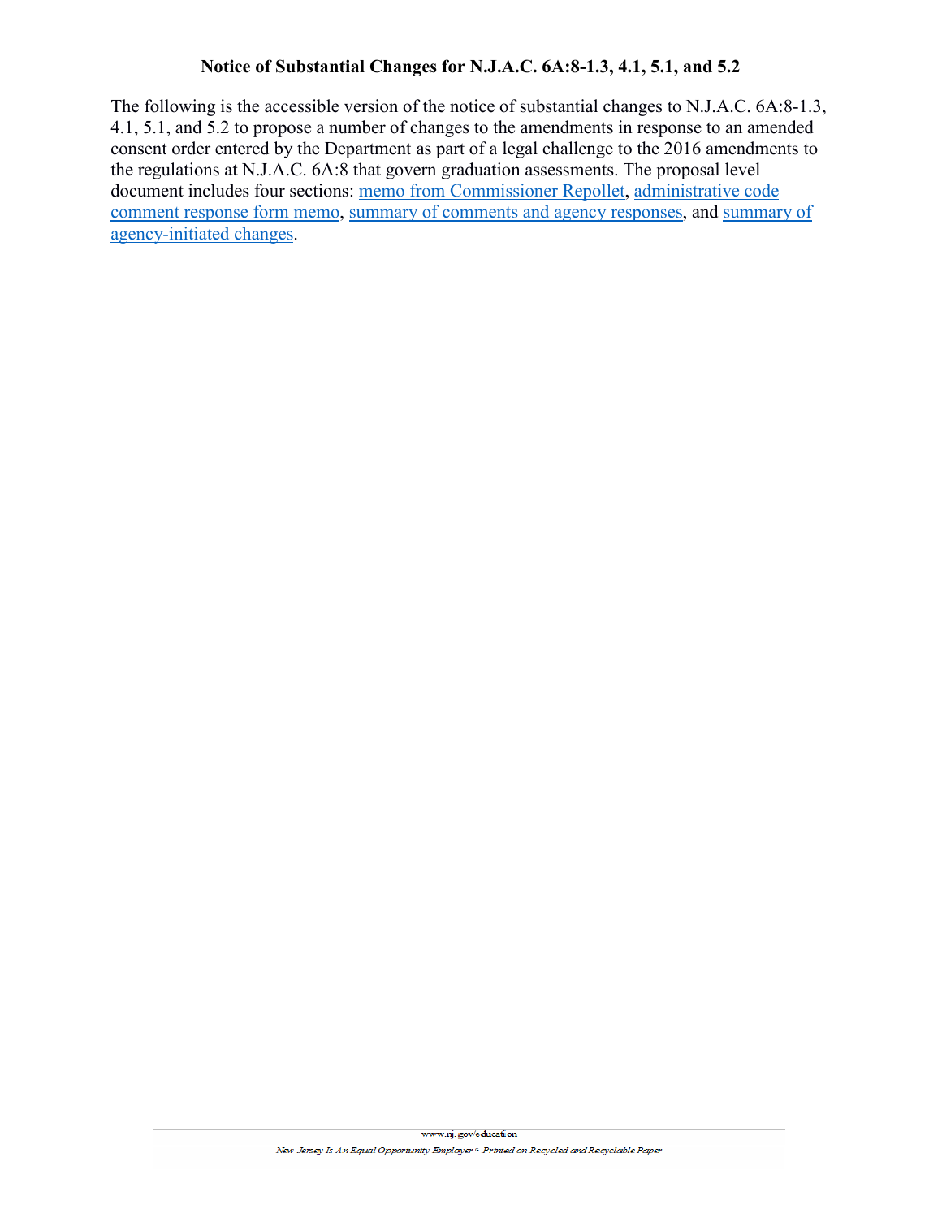# Notice of Substantial Changes for N.J.A.C. 6A:8-1.3, 4.1, 5.1, and 5.2

The following is the accessible version of the notice of substantial changes to N.J.A.C. 6A:8-1.3, 4.1, 5.1, and 5.2 to propose a number of changes to the amendments in response to an amended consent order entered by the Department as part of a legal challenge to the 2016 amendments to the regulations at N.J.A.C. 6A:8 that govern graduation assessments. The proposal level document includes four sections: [memo from Commissioner Repollet], [administrative code comment response form memo], [summary of comments and agency responses], and [summary of agency-initiated changes].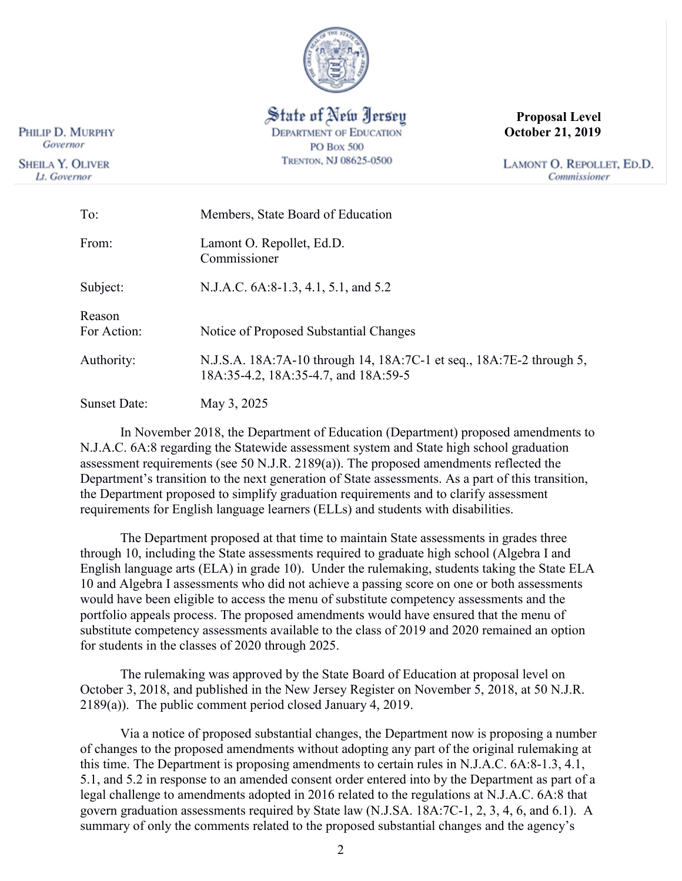PHILIP D. MURPHY
*Governor*

SHEILA Y. OLIVER
*Lt. Governor*

State of New Jersey
DEPARTMENT OF EDUCATION
PO Box 500
TRENTON, NJ 08625-0500

**Proposal Level**
**October 21, 2019**

LAMONT O. REPOLLET, ED.D.
*Commissioner*

| | |
|---|---|
| To: | Members, State Board of Education |
| From: | Lamont O. Repollet, Ed.D.<br>Commissioner |
| Subject: | N.J.A.C. 6A:8-1.3, 4.1, 5.1, and 5.2 |
| Reason For Action: | Notice of Proposed Substantial Changes |
| Authority: | N.J.S.A. 18A:7A-10 through 14, 18A:7C-1 et seq., 18A:7E-2 through 5, 18A:35-4.2, 18A:35-4.7, and 18A:59-5 |
| Sunset Date: | May 3, 2025 |

In November 2018, the Department of Education (Department) proposed amendments to N.J.A.C. 6A:8 regarding the Statewide assessment system and State high school graduation assessment requirements (see 50 N.J.R. 2189(a)). The proposed amendments reflected the Department's transition to the next generation of State assessments. As a part of this transition, the Department proposed to simplify graduation requirements and to clarify assessment requirements for English language learners (ELLs) and students with disabilities.

The Department proposed at that time to maintain State assessments in grades three through 10, including the State assessments required to graduate high school (Algebra I and English language arts (ELA) in grade 10). Under the rulemaking, students taking the State ELA 10 and Algebra I assessments who did not achieve a passing score on one or both assessments would have been eligible to access the menu of substitute competency assessments and the portfolio appeals process. The proposed amendments would have ensured that the menu of substitute competency assessments available to the class of 2019 and 2020 remained an option for students in the classes of 2020 through 2025.

The rulemaking was approved by the State Board of Education at proposal level on October 3, 2018, and published in the New Jersey Register on November 5, 2018, at 50 N.J.R. 2189(a)). The public comment period closed January 4, 2019.

Via a notice of proposed substantial changes, the Department now is proposing a number of changes to the proposed amendments without adopting any part of the original rulemaking at this time. The Department is proposing amendments to certain rules in N.J.A.C. 6A:8-1.3, 4.1, 5.1, and 5.2 in response to an amended consent order entered into by the Department as part of a legal challenge to amendments adopted in 2016 related to the regulations at N.J.A.C. 6A:8 that govern graduation assessments required by State law (N.J.SA. 18A:7C-1, 2, 3, 4, 6, and 6.1). A summary of only the comments related to the proposed substantial changes and the agency's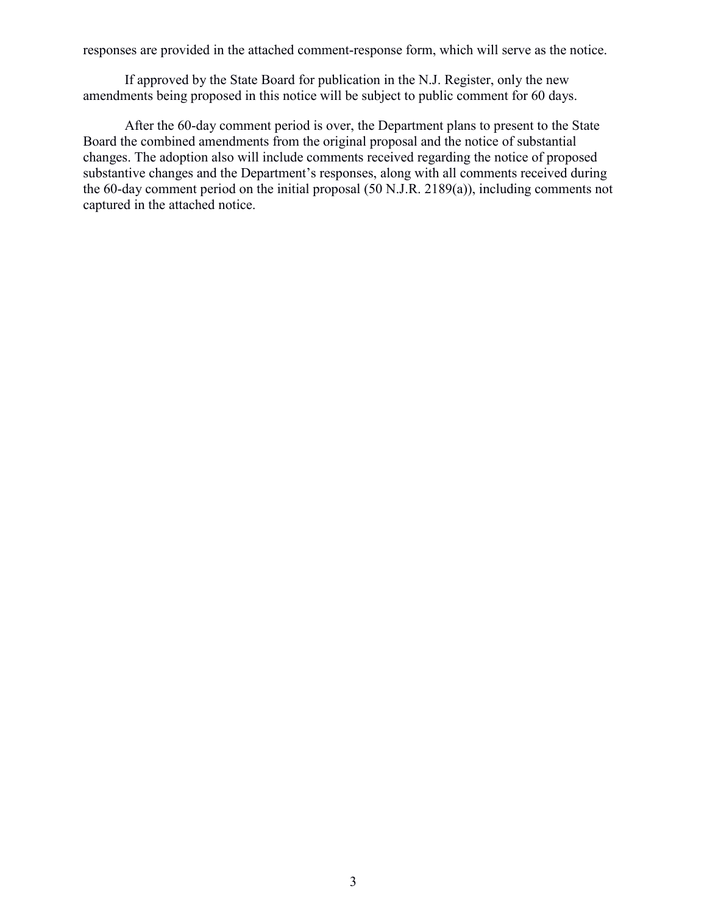responses are provided in the attached comment-response form, which will serve as the notice.

If approved by the State Board for publication in the N.J. Register, only the new amendments being proposed in this notice will be subject to public comment for 60 days.

After the 60-day comment period is over, the Department plans to present to the State Board the combined amendments from the original proposal and the notice of substantial changes. The adoption also will include comments received regarding the notice of proposed substantive changes and the Department's responses, along with all comments received during the 60-day comment period on the initial proposal (50 N.J.R. 2189(a)), including comments not captured in the attached notice.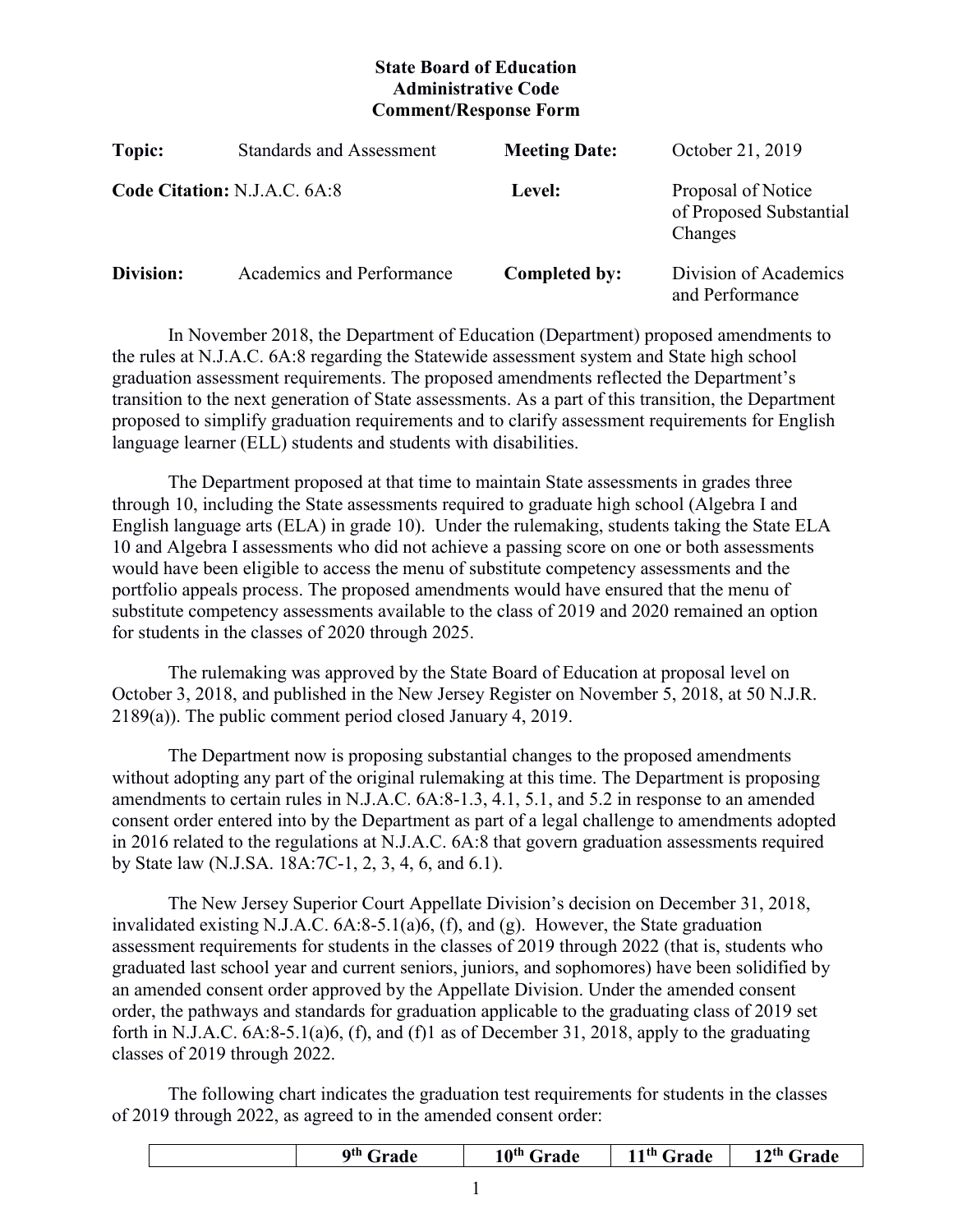**State Board of Education**
**Administrative Code**
**Comment/Response Form**

| | | | |
|---|---|---|---|
| **Topic:** | Standards and Assessment | **Meeting Date:** | October 21, 2019 |
| **Code Citation:** N.J.A.C. 6A:8 | | **Level:** | Proposal of Notice of Proposed Substantial Changes |
| **Division:** | Academics and Performance | **Completed by:** | Division of Academics and Performance |

In November 2018, the Department of Education (Department) proposed amendments to the rules at N.J.A.C. 6A:8 regarding the Statewide assessment system and State high school graduation assessment requirements. The proposed amendments reflected the Department's transition to the next generation of State assessments. As a part of this transition, the Department proposed to simplify graduation requirements and to clarify assessment requirements for English language learner (ELL) students and students with disabilities.

The Department proposed at that time to maintain State assessments in grades three through 10, including the State assessments required to graduate high school (Algebra I and English language arts (ELA) in grade 10). Under the rulemaking, students taking the State ELA 10 and Algebra I assessments who did not achieve a passing score on one or both assessments would have been eligible to access the menu of substitute competency assessments and the portfolio appeals process. The proposed amendments would have ensured that the menu of substitute competency assessments available to the class of 2019 and 2020 remained an option for students in the classes of 2020 through 2025.

The rulemaking was approved by the State Board of Education at proposal level on October 3, 2018, and published in the New Jersey Register on November 5, 2018, at 50 N.J.R. 2189(a)). The public comment period closed January 4, 2019.

The Department now is proposing substantial changes to the proposed amendments without adopting any part of the original rulemaking at this time. The Department is proposing amendments to certain rules in N.J.A.C. 6A:8-1.3, 4.1, 5.1, and 5.2 in response to an amended consent order entered into by the Department as part of a legal challenge to amendments adopted in 2016 related to the regulations at N.J.A.C. 6A:8 that govern graduation assessments required by State law (N.J.SA. 18A:7C-1, 2, 3, 4, 6, and 6.1).

The New Jersey Superior Court Appellate Division's decision on December 31, 2018, invalidated existing N.J.A.C. 6A:8-5.1(a)6, (f), and (g). However, the State graduation assessment requirements for students in the classes of 2019 through 2022 (that is, students who graduated last school year and current seniors, juniors, and sophomores) have been solidified by an amended consent order approved by the Appellate Division. Under the amended consent order, the pathways and standards for graduation applicable to the graduating class of 2019 set forth in N.J.A.C. 6A:8-5.1(a)6, (f), and (f)1 as of December 31, 2018, apply to the graduating classes of 2019 through 2022.

The following chart indicates the graduation test requirements for students in the classes of 2019 through 2022, as agreed to in the amended consent order:

| | 9th Grade | 10th Grade | 11th Grade | 12th Grade |
|---|---|---|---|---|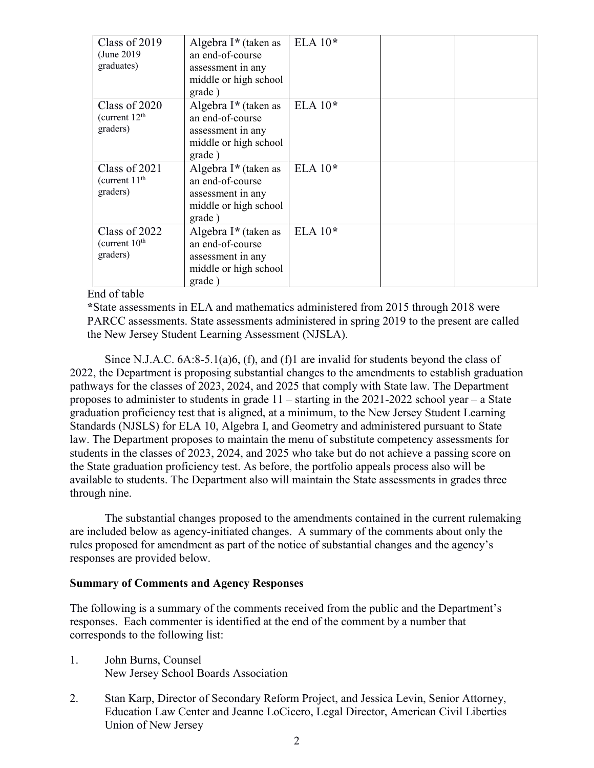| Class of 2019 (June 2019 graduates) | Algebra I* (taken as an end-of-course assessment in any middle or high school grade ) | ELA 10* | | |
|---|---|---|---|---|
| Class of 2020 (current 12th graders) | Algebra I* (taken as an end-of-course assessment in any middle or high school grade ) | ELA 10* | | |
| Class of 2021 (current 11th graders) | Algebra I* (taken as an end-of-course assessment in any middle or high school grade ) | ELA 10* | | |
| Class of 2022 (current 10th graders) | Algebra I* (taken as an end-of-course assessment in any middle or high school grade ) | ELA 10* | | |

End of table

*State assessments in ELA and mathematics administered from 2015 through 2018 were PARCC assessments. State assessments administered in spring 2019 to the present are called the New Jersey Student Learning Assessment (NJSLA).

Since N.J.A.C. 6A:8-5.1(a)6, (f), and (f)1 are invalid for students beyond the class of 2022, the Department is proposing substantial changes to the amendments to establish graduation pathways for the classes of 2023, 2024, and 2025 that comply with State law. The Department proposes to administer to students in grade 11 – starting in the 2021-2022 school year – a State graduation proficiency test that is aligned, at a minimum, to the New Jersey Student Learning Standards (NJSLS) for ELA 10, Algebra I, and Geometry and administered pursuant to State law. The Department proposes to maintain the menu of substitute competency assessments for students in the classes of 2023, 2024, and 2025 who take but do not achieve a passing score on the State graduation proficiency test. As before, the portfolio appeals process also will be available to students. The Department also will maintain the State assessments in grades three through nine.

The substantial changes proposed to the amendments contained in the current rulemaking are included below as agency-initiated changes. A summary of the comments about only the rules proposed for amendment as part of the notice of substantial changes and the agency's responses are provided below.

**Summary of Comments and Agency Responses**

The following is a summary of the comments received from the public and the Department's responses. Each commenter is identified at the end of the comment by a number that corresponds to the following list:

1. John Burns, Counsel
   New Jersey School Boards Association

2. Stan Karp, Director of Secondary Reform Project, and Jessica Levin, Senior Attorney, Education Law Center and Jeanne LoCicero, Legal Director, American Civil Liberties Union of New Jersey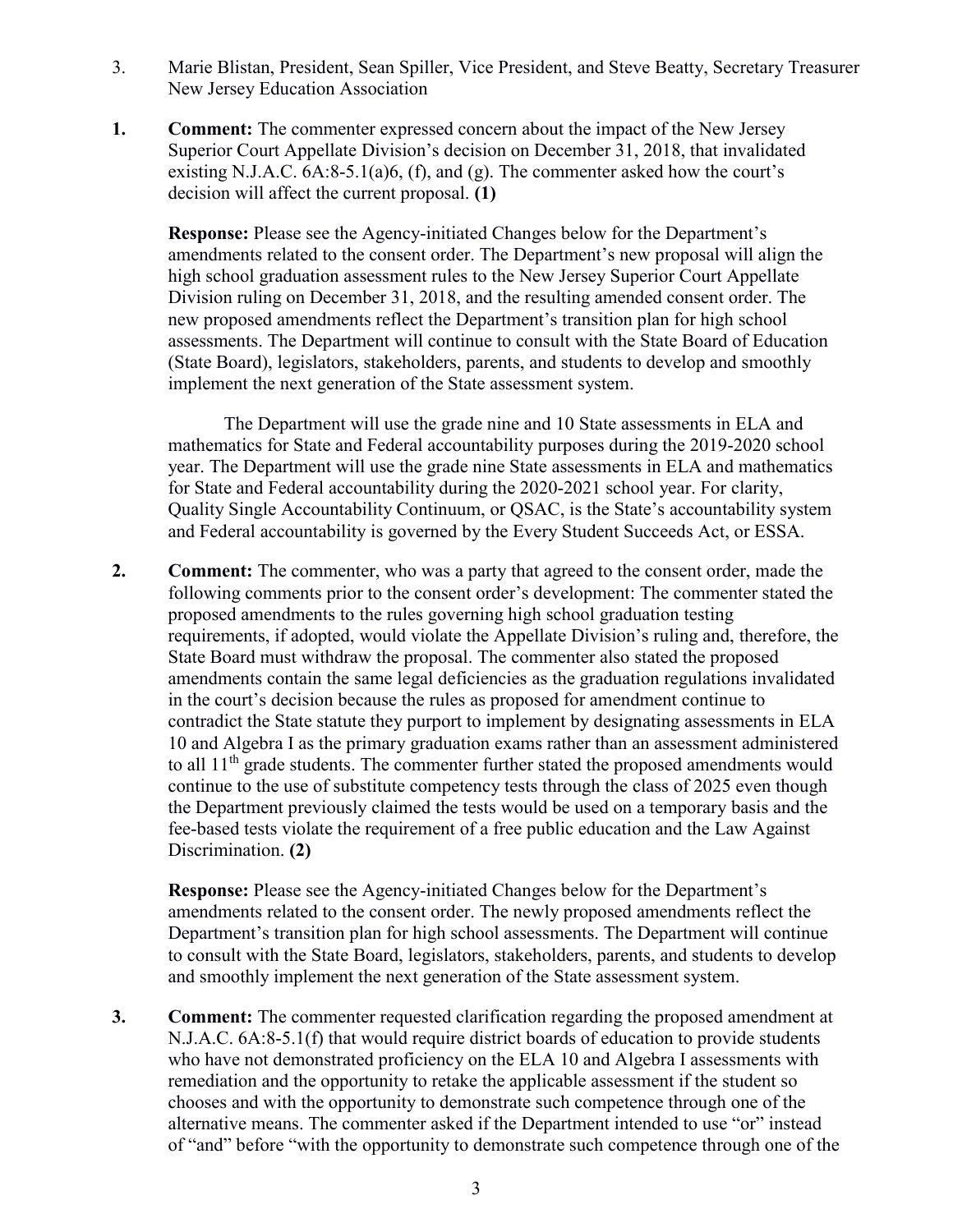3. Marie Blistan, President, Sean Spiller, Vice President, and Steve Beatty, Secretary Treasurer New Jersey Education Association

**1. Comment:** The commenter expressed concern about the impact of the New Jersey Superior Court Appellate Division's decision on December 31, 2018, that invalidated existing N.J.A.C. 6A:8-5.1(a)6, (f), and (g). The commenter asked how the court's decision will affect the current proposal. **(1)**

**Response:** Please see the Agency-initiated Changes below for the Department's amendments related to the consent order. The Department's new proposal will align the high school graduation assessment rules to the New Jersey Superior Court Appellate Division ruling on December 31, 2018, and the resulting amended consent order. The new proposed amendments reflect the Department's transition plan for high school assessments. The Department will continue to consult with the State Board of Education (State Board), legislators, stakeholders, parents, and students to develop and smoothly implement the next generation of the State assessment system.

The Department will use the grade nine and 10 State assessments in ELA and mathematics for State and Federal accountability purposes during the 2019-2020 school year. The Department will use the grade nine State assessments in ELA and mathematics for State and Federal accountability during the 2020-2021 school year. For clarity, Quality Single Accountability Continuum, or QSAC, is the State's accountability system and Federal accountability is governed by the Every Student Succeeds Act, or ESSA.

**2. Comment:** The commenter, who was a party that agreed to the consent order, made the following comments prior to the consent order's development: The commenter stated the proposed amendments to the rules governing high school graduation testing requirements, if adopted, would violate the Appellate Division's ruling and, therefore, the State Board must withdraw the proposal. The commenter also stated the proposed amendments contain the same legal deficiencies as the graduation regulations invalidated in the court's decision because the rules as proposed for amendment continue to contradict the State statute they purport to implement by designating assessments in ELA 10 and Algebra I as the primary graduation exams rather than an assessment administered to all 11th grade students. The commenter further stated the proposed amendments would continue to the use of substitute competency tests through the class of 2025 even though the Department previously claimed the tests would be used on a temporary basis and the fee-based tests violate the requirement of a free public education and the Law Against Discrimination. **(2)**

**Response:** Please see the Agency-initiated Changes below for the Department's amendments related to the consent order. The newly proposed amendments reflect the Department's transition plan for high school assessments. The Department will continue to consult with the State Board, legislators, stakeholders, parents, and students to develop and smoothly implement the next generation of the State assessment system.

**3. Comment:** The commenter requested clarification regarding the proposed amendment at N.J.A.C. 6A:8-5.1(f) that would require district boards of education to provide students who have not demonstrated proficiency on the ELA 10 and Algebra I assessments with remediation and the opportunity to retake the applicable assessment if the student so chooses and with the opportunity to demonstrate such competence through one of the alternative means. The commenter asked if the Department intended to use "or" instead of "and" before "with the opportunity to demonstrate such competence through one of the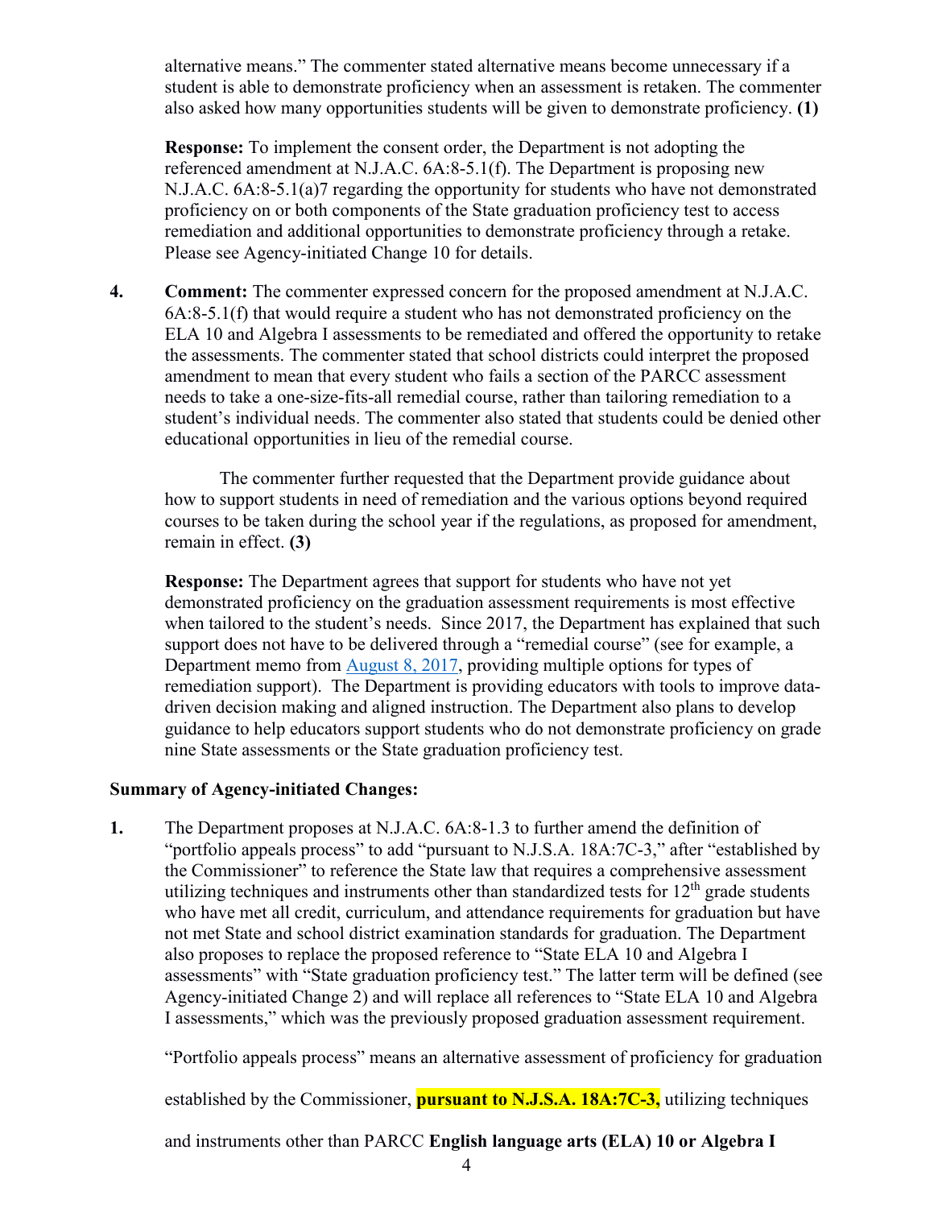alternative means." The commenter stated alternative means become unnecessary if a student is able to demonstrate proficiency when an assessment is retaken. The commenter also asked how many opportunities students will be given to demonstrate proficiency. **(1)**

**Response:** To implement the consent order, the Department is not adopting the referenced amendment at N.J.A.C. 6A:8-5.1(f). The Department is proposing new N.J.A.C. 6A:8-5.1(a)7 regarding the opportunity for students who have not demonstrated proficiency on or both components of the State graduation proficiency test to access remediation and additional opportunities to demonstrate proficiency through a retake. Please see Agency-initiated Change 10 for details.

**4.** **Comment:** The commenter expressed concern for the proposed amendment at N.J.A.C. 6A:8-5.1(f) that would require a student who has not demonstrated proficiency on the ELA 10 and Algebra I assessments to be remediated and offered the opportunity to retake the assessments. The commenter stated that school districts could interpret the proposed amendment to mean that every student who fails a section of the PARCC assessment needs to take a one-size-fits-all remedial course, rather than tailoring remediation to a student's individual needs. The commenter also stated that students could be denied other educational opportunities in lieu of the remedial course.

The commenter further requested that the Department provide guidance about how to support students in need of remediation and the various options beyond required courses to be taken during the school year if the regulations, as proposed for amendment, remain in effect. **(3)**

**Response:** The Department agrees that support for students who have not yet demonstrated proficiency on the graduation assessment requirements is most effective when tailored to the student's needs. Since 2017, the Department has explained that such support does not have to be delivered through a "remedial course" (see for example, a Department memo from August 8, 2017, providing multiple options for types of remediation support). The Department is providing educators with tools to improve data-driven decision making and aligned instruction. The Department also plans to develop guidance to help educators support students who do not demonstrate proficiency on grade nine State assessments or the State graduation proficiency test.

**Summary of Agency-initiated Changes:**

**1.** The Department proposes at N.J.A.C. 6A:8-1.3 to further amend the definition of "portfolio appeals process" to add "pursuant to N.J.S.A. 18A:7C-3," after "established by the Commissioner" to reference the State law that requires a comprehensive assessment utilizing techniques and instruments other than standardized tests for 12th grade students who have met all credit, curriculum, and attendance requirements for graduation but have not met State and school district examination standards for graduation. The Department also proposes to replace the proposed reference to "State ELA 10 and Algebra I assessments" with "State graduation proficiency test." The latter term will be defined (see Agency-initiated Change 2) and will replace all references to "State ELA 10 and Algebra I assessments," which was the previously proposed graduation assessment requirement.

"Portfolio appeals process" means an alternative assessment of proficiency for graduation established by the Commissioner, **pursuant to N.J.S.A. 18A:7C-3,** utilizing techniques and instruments other than PARCC **English language arts (ELA) 10 or Algebra I**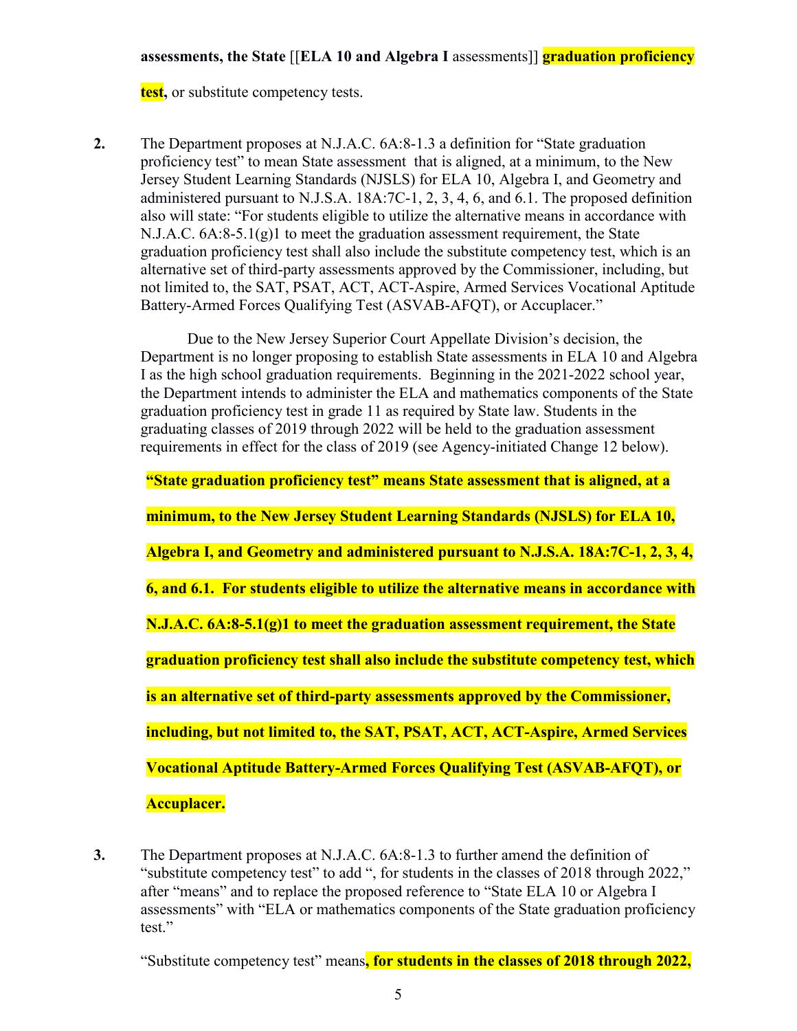**assessments, the State** [[**ELA 10 and Algebra I** assessments]] **graduation proficiency test,** or substitute competency tests.

2. The Department proposes at N.J.A.C. 6A:8-1.3 a definition for "State graduation proficiency test" to mean State assessment that is aligned, at a minimum, to the New Jersey Student Learning Standards (NJSLS) for ELA 10, Algebra I, and Geometry and administered pursuant to N.J.S.A. 18A:7C-1, 2, 3, 4, 6, and 6.1. The proposed definition also will state: "For students eligible to utilize the alternative means in accordance with N.J.A.C. 6A:8-5.1(g)1 to meet the graduation assessment requirement, the State graduation proficiency test shall also include the substitute competency test, which is an alternative set of third-party assessments approved by the Commissioner, including, but not limited to, the SAT, PSAT, ACT, ACT-Aspire, Armed Services Vocational Aptitude Battery-Armed Forces Qualifying Test (ASVAB-AFQT), or Accuplacer."

   Due to the New Jersey Superior Court Appellate Division's decision, the Department is no longer proposing to establish State assessments in ELA 10 and Algebra I as the high school graduation requirements. Beginning in the 2021-2022 school year, the Department intends to administer the ELA and mathematics components of the State graduation proficiency test in grade 11 as required by State law. Students in the graduating classes of 2019 through 2022 will be held to the graduation assessment requirements in effect for the class of 2019 (see Agency-initiated Change 12 below).

   **"State graduation proficiency test" means State assessment that is aligned, at a minimum, to the New Jersey Student Learning Standards (NJSLS) for ELA 10, Algebra I, and Geometry and administered pursuant to N.J.S.A. 18A:7C-1, 2, 3, 4, 6, and 6.1. For students eligible to utilize the alternative means in accordance with N.J.A.C. 6A:8-5.1(g)1 to meet the graduation assessment requirement, the State graduation proficiency test shall also include the substitute competency test, which is an alternative set of third-party assessments approved by the Commissioner, including, but not limited to, the SAT, PSAT, ACT, ACT-Aspire, Armed Services Vocational Aptitude Battery-Armed Forces Qualifying Test (ASVAB-AFQT), or Accuplacer.**

3. The Department proposes at N.J.A.C. 6A:8-1.3 to further amend the definition of "substitute competency test" to add ", for students in the classes of 2018 through 2022," after "means" and to replace the proposed reference to "State ELA 10 or Algebra I assessments" with "ELA or mathematics components of the State graduation proficiency test."

   "Substitute competency test" means**, for students in the classes of 2018 through 2022,**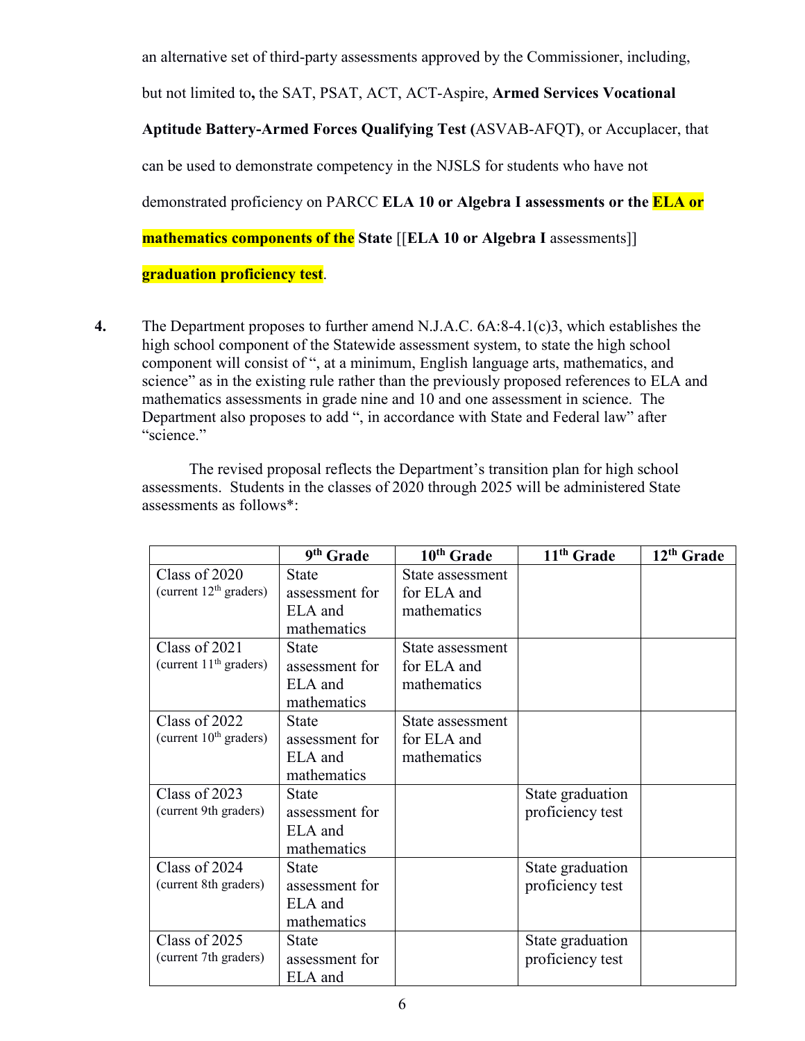an alternative set of third-party assessments approved by the Commissioner, including, but not limited to**,** the SAT, PSAT, ACT, ACT-Aspire, **Armed Services Vocational Aptitude Battery-Armed Forces Qualifying Test (**ASVAB-AFQT**)**, or Accuplacer, that can be used to demonstrate competency in the NJSLS for students who have not demonstrated proficiency on PARCC **ELA 10 or Algebra I assessments or the ELA or mathematics components of the State** [[**ELA 10 or Algebra I** assessments]] **graduation proficiency test**.

**4.** The Department proposes to further amend N.J.A.C. 6A:8-4.1(c)3, which establishes the high school component of the Statewide assessment system, to state the high school component will consist of ", at a minimum, English language arts, mathematics, and science" as in the existing rule rather than the previously proposed references to ELA and mathematics assessments in grade nine and 10 and one assessment in science. The Department also proposes to add ", in accordance with State and Federal law" after "science."

The revised proposal reflects the Department's transition plan for high school assessments. Students in the classes of 2020 through 2025 will be administered State assessments as follows*:

| | 9th Grade | 10th Grade | 11th Grade | 12th Grade |
|---|---|---|---|---|
| Class of 2020 (current 12th graders) | State assessment for ELA and mathematics | State assessment for ELA and mathematics | | |
| Class of 2021 (current 11th graders) | State assessment for ELA and mathematics | State assessment for ELA and mathematics | | |
| Class of 2022 (current 10th graders) | State assessment for ELA and mathematics | State assessment for ELA and mathematics | | |
| Class of 2023 (current 9th graders) | State assessment for ELA and mathematics | | State graduation proficiency test | |
| Class of 2024 (current 8th graders) | State assessment for ELA and mathematics | | State graduation proficiency test | |
| Class of 2025 (current 7th graders) | State assessment for ELA and | | State graduation proficiency test | |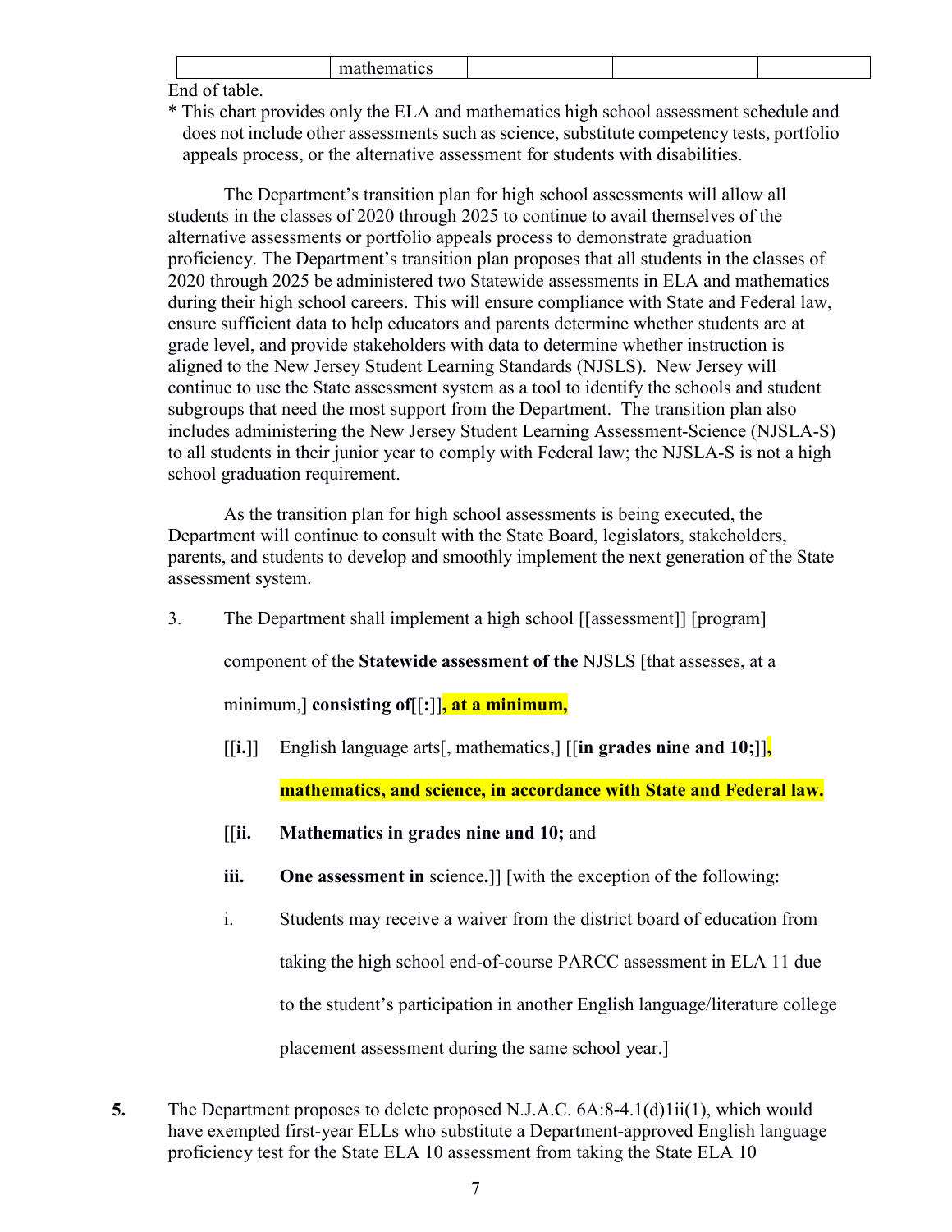| | mathematics | | | |
|---|---|---|---|---|

End of table.

\* This chart provides only the ELA and mathematics high school assessment schedule and does not include other assessments such as science, substitute competency tests, portfolio appeals process, or the alternative assessment for students with disabilities.

The Department's transition plan for high school assessments will allow all students in the classes of 2020 through 2025 to continue to avail themselves of the alternative assessments or portfolio appeals process to demonstrate graduation proficiency. The Department's transition plan proposes that all students in the classes of 2020 through 2025 be administered two Statewide assessments in ELA and mathematics during their high school careers. This will ensure compliance with State and Federal law, ensure sufficient data to help educators and parents determine whether students are at grade level, and provide stakeholders with data to determine whether instruction is aligned to the New Jersey Student Learning Standards (NJSLS). New Jersey will continue to use the State assessment system as a tool to identify the schools and student subgroups that need the most support from the Department. The transition plan also includes administering the New Jersey Student Learning Assessment-Science (NJSLA-S) to all students in their junior year to comply with Federal law; the NJSLA-S is not a high school graduation requirement.

As the transition plan for high school assessments is being executed, the Department will continue to consult with the State Board, legislators, stakeholders, parents, and students to develop and smoothly implement the next generation of the State assessment system.

3. The Department shall implement a high school [[assessment]] [program] component of the **Statewide assessment of the** NJSLS [that assesses, at a minimum,] **consisting of**[[**:**]]**, at a minimum,**

    [[**i.**]] English language arts[, mathematics,] [[**in grades nine and 10;**]]**, mathematics, and science, in accordance with State and Federal law.**

    [[**ii. Mathematics in grades nine and 10;** and

    **iii. One assessment in** science**.**]] [with the exception of the following:

    i. Students may receive a waiver from the district board of education from taking the high school end-of-course PARCC assessment in ELA 11 due to the student's participation in another English language/literature college placement assessment during the same school year.]

**5.** The Department proposes to delete proposed N.J.A.C. 6A:8-4.1(d)1ii(1), which would have exempted first-year ELLs who substitute a Department-approved English language proficiency test for the State ELA 10 assessment from taking the State ELA 10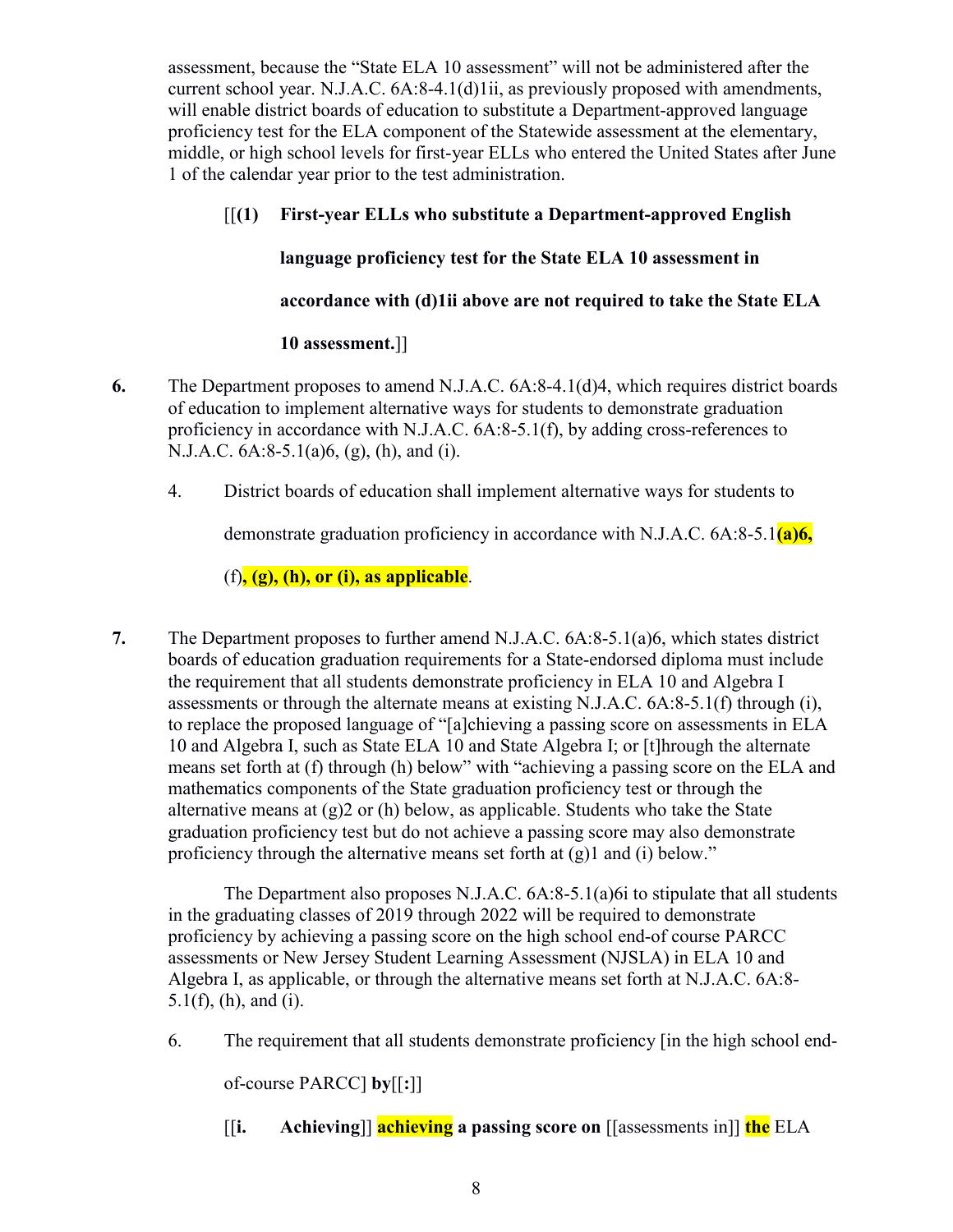assessment, because the "State ELA 10 assessment" will not be administered after the current school year. N.J.A.C. 6A:8-4.1(d)1ii, as previously proposed with amendments, will enable district boards of education to substitute a Department-approved language proficiency test for the ELA component of the Statewide assessment at the elementary, middle, or high school levels for first-year ELLs who entered the United States after June 1 of the calendar year prior to the test administration.

> [[**(1) First-year ELLs who substitute a Department-approved English language proficiency test for the State ELA 10 assessment in accordance with (d)1ii above are not required to take the State ELA 10 assessment.**]]

**6.** The Department proposes to amend N.J.A.C. 6A:8-4.1(d)4, which requires district boards of education to implement alternative ways for students to demonstrate graduation proficiency in accordance with N.J.A.C. 6A:8-5.1(f), by adding cross-references to N.J.A.C. 6A:8-5.1(a)6, (g), (h), and (i).

> 4. District boards of education shall implement alternative ways for students to demonstrate graduation proficiency in accordance with N.J.A.C. 6A:8-5.1**(a)6,** (f)**, (g), (h), or (i), as applicable**.

**7.** The Department proposes to further amend N.J.A.C. 6A:8-5.1(a)6, which states district boards of education graduation requirements for a State-endorsed diploma must include the requirement that all students demonstrate proficiency in ELA 10 and Algebra I assessments or through the alternate means at existing N.J.A.C. 6A:8-5.1(f) through (i), to replace the proposed language of "[a]chieving a passing score on assessments in ELA 10 and Algebra I, such as State ELA 10 and State Algebra I; or [t]hrough the alternate means set forth at (f) through (h) below" with "achieving a passing score on the ELA and mathematics components of the State graduation proficiency test or through the alternative means at (g)2 or (h) below, as applicable. Students who take the State graduation proficiency test but do not achieve a passing score may also demonstrate proficiency through the alternative means set forth at (g)1 and (i) below."

The Department also proposes N.J.A.C. 6A:8-5.1(a)6i to stipulate that all students in the graduating classes of 2019 through 2022 will be required to demonstrate proficiency by achieving a passing score on the high school end-of course PARCC assessments or New Jersey Student Learning Assessment (NJSLA) in ELA 10 and Algebra I, as applicable, or through the alternative means set forth at N.J.A.C. 6A:8-5.1(f), (h), and (i).

> 6. The requirement that all students demonstrate proficiency [in the high school end-of-course PARCC] **by**[[**:**]]
>
> [[**i. Achieving**]] **achieving a passing score on** [[assessments in]] **the** ELA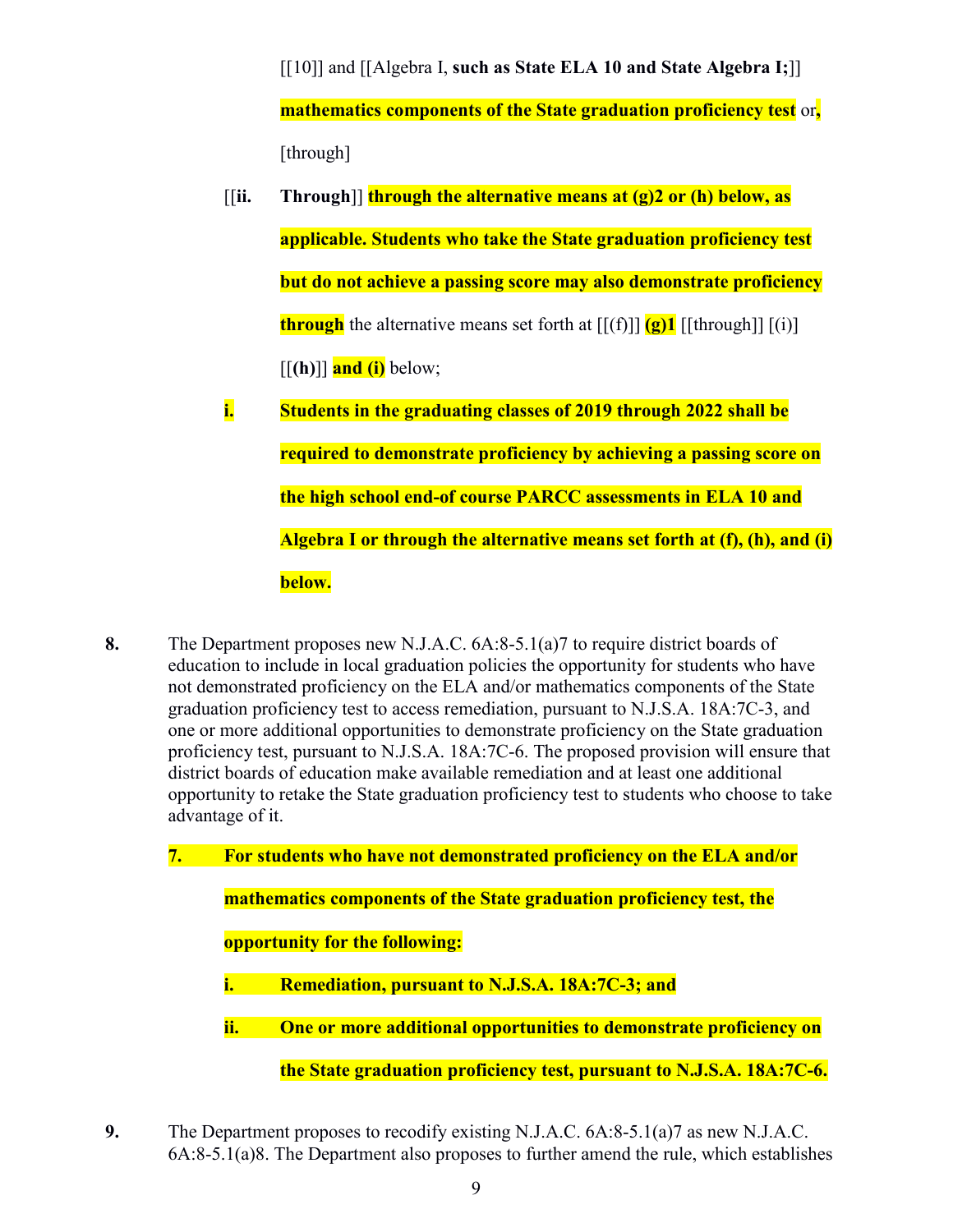[[10]] and [[Algebra I, **such as State ELA 10 and State Algebra I;**]] **mathematics components of the State graduation proficiency test** or**,** [through]

[[**ii.** **Through**]] **through the alternative means at (g)2 or (h) below, as applicable. Students who take the State graduation proficiency test but do not achieve a passing score may also demonstrate proficiency through** the alternative means set forth at [[(f)]] **(g)1** [[through]] [(i)] [[**(h)**]] **and (i)** below;

**i.** **Students in the graduating classes of 2019 through 2022 shall be required to demonstrate proficiency by achieving a passing score on the high school end-of course PARCC assessments in ELA 10 and Algebra I or through the alternative means set forth at (f), (h), and (i) below.**

**8.** The Department proposes new N.J.A.C. 6A:8-5.1(a)7 to require district boards of education to include in local graduation policies the opportunity for students who have not demonstrated proficiency on the ELA and/or mathematics components of the State graduation proficiency test to access remediation, pursuant to N.J.S.A. 18A:7C-3, and one or more additional opportunities to demonstrate proficiency on the State graduation proficiency test, pursuant to N.J.S.A. 18A:7C-6. The proposed provision will ensure that district boards of education make available remediation and at least one additional opportunity to retake the State graduation proficiency test to students who choose to take advantage of it.

**7.** **For students who have not demonstrated proficiency on the ELA and/or mathematics components of the State graduation proficiency test, the opportunity for the following:**

**i.** **Remediation, pursuant to N.J.S.A. 18A:7C-3; and**

**ii.** **One or more additional opportunities to demonstrate proficiency on the State graduation proficiency test, pursuant to N.J.S.A. 18A:7C-6.**

**9.** The Department proposes to recodify existing N.J.A.C. 6A:8-5.1(a)7 as new N.J.A.C. 6A:8-5.1(a)8. The Department also proposes to further amend the rule, which establishes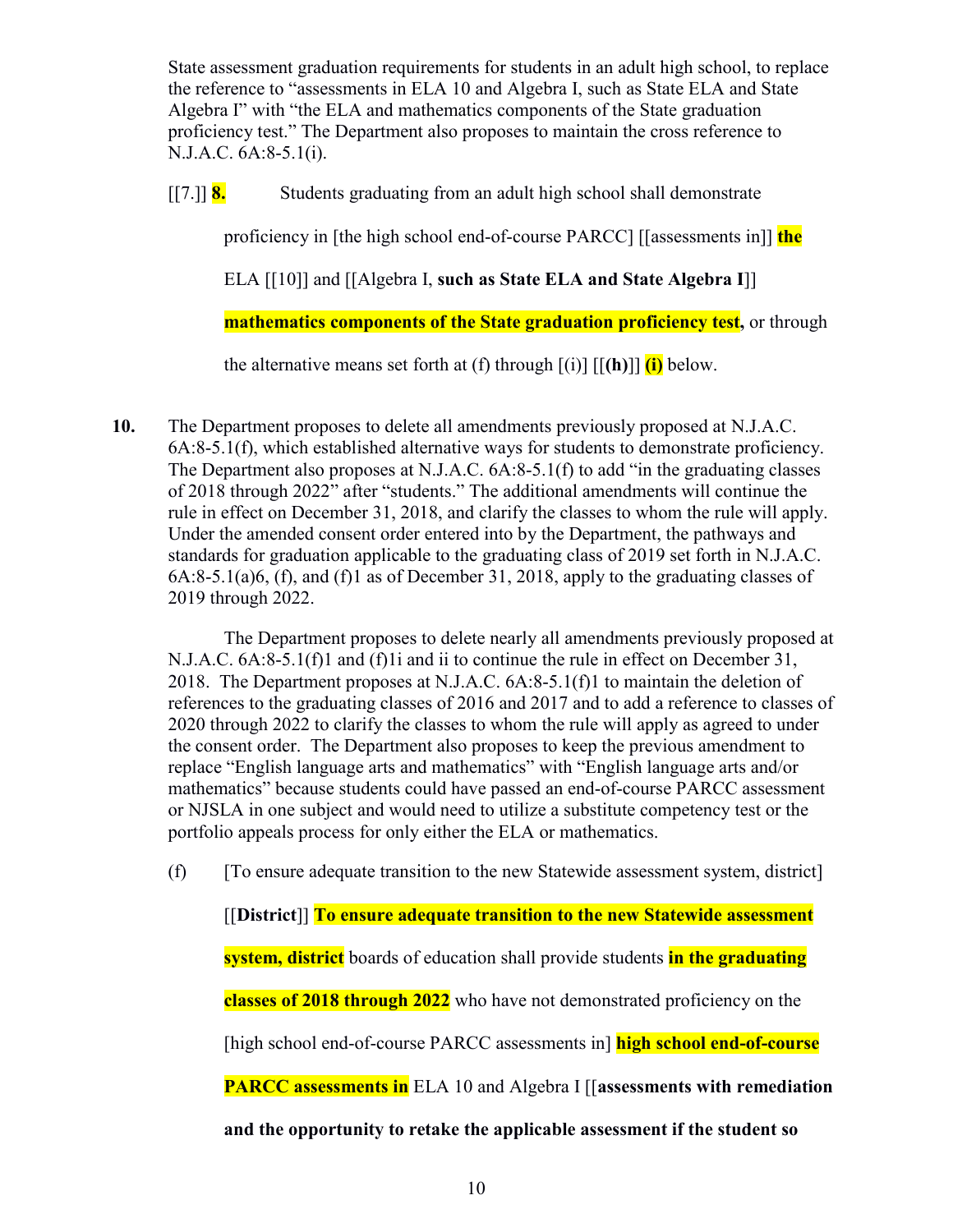State assessment graduation requirements for students in an adult high school, to replace the reference to "assessments in ELA 10 and Algebra I, such as State ELA and State Algebra I" with "the ELA and mathematics components of the State graduation proficiency test." The Department also proposes to maintain the cross reference to N.J.A.C. 6A:8-5.1(i).

[[7.]] **8.** Students graduating from an adult high school shall demonstrate proficiency in [the high school end-of-course PARCC] [[assessments in]] **the** ELA [[10]] and [[Algebra I, **such as State ELA and State Algebra I**]] **mathematics components of the State graduation proficiency test**, or through the alternative means set forth at (f) through [(i)] [[**(h)**]] **(i)** below.

**10.** The Department proposes to delete all amendments previously proposed at N.J.A.C. 6A:8-5.1(f), which established alternative ways for students to demonstrate proficiency. The Department also proposes at N.J.A.C. 6A:8-5.1(f) to add "in the graduating classes of 2018 through 2022" after "students." The additional amendments will continue the rule in effect on December 31, 2018, and clarify the classes to whom the rule will apply. Under the amended consent order entered into by the Department, the pathways and standards for graduation applicable to the graduating class of 2019 set forth in N.J.A.C. 6A:8-5.1(a)6, (f), and (f)1 as of December 31, 2018, apply to the graduating classes of 2019 through 2022.

The Department proposes to delete nearly all amendments previously proposed at N.J.A.C. 6A:8-5.1(f)1 and (f)1i and ii to continue the rule in effect on December 31, 2018. The Department proposes at N.J.A.C. 6A:8-5.1(f)1 to maintain the deletion of references to the graduating classes of 2016 and 2017 and to add a reference to classes of 2020 through 2022 to clarify the classes to whom the rule will apply as agreed to under the consent order. The Department also proposes to keep the previous amendment to replace "English language arts and mathematics" with "English language arts and/or mathematics" because students could have passed an end-of-course PARCC assessment or NJSLA in one subject and would need to utilize a substitute competency test or the portfolio appeals process for only either the ELA or mathematics.

(f) [To ensure adequate transition to the new Statewide assessment system, district] [[**District**]] **To ensure adequate transition to the new Statewide assessment system, district** boards of education shall provide students **in the graduating classes of 2018 through 2022** who have not demonstrated proficiency on the [high school end-of-course PARCC assessments in] **high school end-of-course PARCC assessments in** ELA 10 and Algebra I [[**assessments with remediation and the opportunity to retake the applicable assessment if the student so**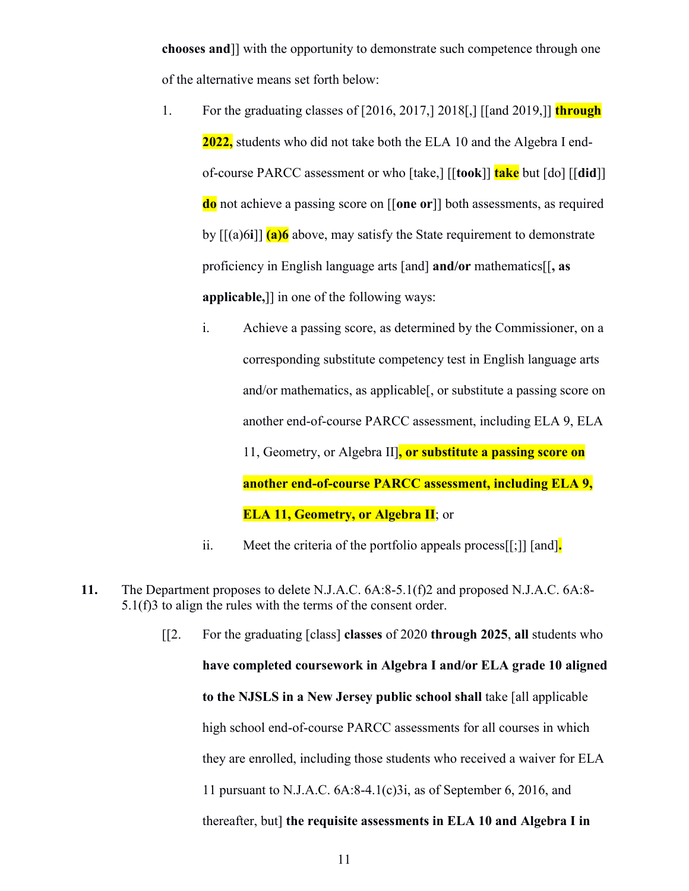**chooses and**]] with the opportunity to demonstrate such competence through one of the alternative means set forth below:

1. For the graduating classes of [2016, 2017,] 2018[,] [[and 2019,]] **through 2022,** students who did not take both the ELA 10 and the Algebra I end-of-course PARCC assessment or who [take,] [[**took**]] **take** but [do] [[**did**]] **do** not achieve a passing score on [[**one or**]] both assessments, as required by [[(a)6**i**]] **(a)6** above, may satisfy the State requirement to demonstrate proficiency in English language arts [and] **and/or** mathematics[[**, as applicable,**]] in one of the following ways:

   i. Achieve a passing score, as determined by the Commissioner, on a corresponding substitute competency test in English language arts and/or mathematics, as applicable[, or substitute a passing score on another end-of-course PARCC assessment, including ELA 9, ELA 11, Geometry, or Algebra II]**, or substitute a passing score on another end-of-course PARCC assessment, including ELA 9, ELA 11, Geometry, or Algebra II**; or

   ii. Meet the criteria of the portfolio appeals process[[;]] [and]**.**

**11.** The Department proposes to delete N.J.A.C. 6A:8-5.1(f)2 and proposed N.J.A.C. 6A:8-5.1(f)3 to align the rules with the terms of the consent order.

[[2. For the graduating [class] **classes** of 2020 **through 2025**, **all** students who **have completed coursework in Algebra I and/or ELA grade 10 aligned to the NJSLS in a New Jersey public school shall** take [all applicable high school end-of-course PARCC assessments for all courses in which they are enrolled, including those students who received a waiver for ELA 11 pursuant to N.J.A.C. 6A:8-4.1(c)3i, as of September 6, 2016, and thereafter, but] **the requisite assessments in ELA 10 and Algebra I in**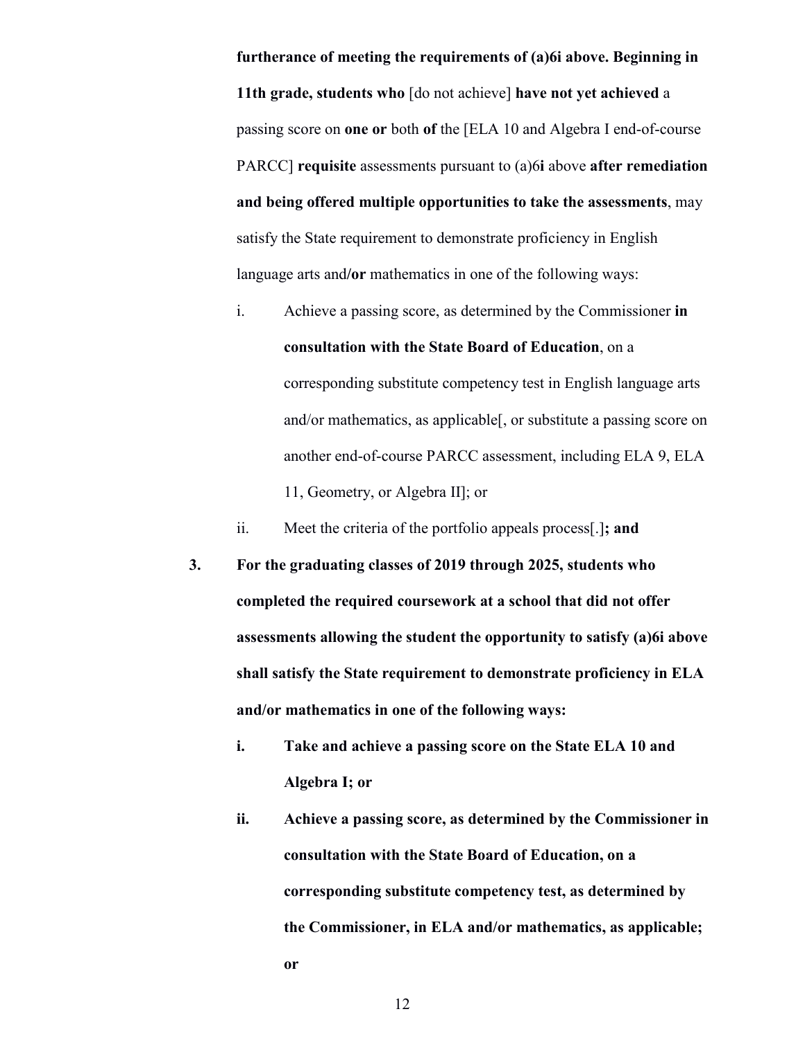**furtherance of meeting the requirements of (a)6i above. Beginning in 11th grade, students who** [do not achieve] **have not yet achieved** a passing score on **one or** both **of** the [ELA 10 and Algebra I end-of-course PARCC] **requisite** assessments pursuant to (a)6**i** above **after remediation and being offered multiple opportunities to take the assessments**, may satisfy the State requirement to demonstrate proficiency in English language arts and**/or** mathematics in one of the following ways:

i. Achieve a passing score, as determined by the Commissioner **in consultation with the State Board of Education**, on a corresponding substitute competency test in English language arts and/or mathematics, as applicable[, or substitute a passing score on another end-of-course PARCC assessment, including ELA 9, ELA 11, Geometry, or Algebra II]; or

ii. Meet the criteria of the portfolio appeals process[.]**; and**

**3. For the graduating classes of 2019 through 2025, students who completed the required coursework at a school that did not offer assessments allowing the student the opportunity to satisfy (a)6i above shall satisfy the State requirement to demonstrate proficiency in ELA and/or mathematics in one of the following ways:**

**i. Take and achieve a passing score on the State ELA 10 and Algebra I; or**

**ii. Achieve a passing score, as determined by the Commissioner in consultation with the State Board of Education, on a corresponding substitute competency test, as determined by the Commissioner, in ELA and/or mathematics, as applicable; or**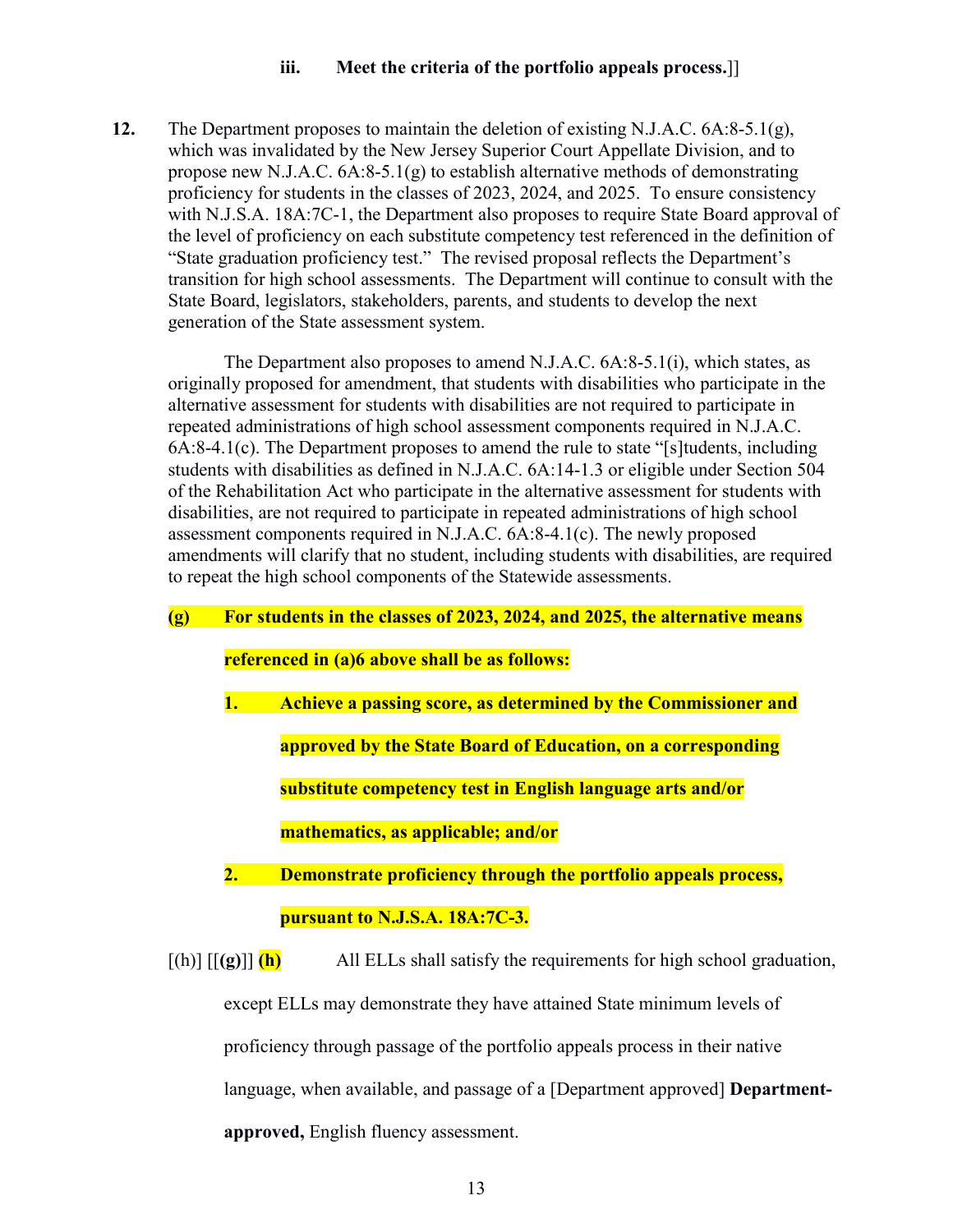**iii. Meet the criteria of the portfolio appeals process.**]]

**12.** The Department proposes to maintain the deletion of existing N.J.A.C. 6A:8-5.1(g), which was invalidated by the New Jersey Superior Court Appellate Division, and to propose new N.J.A.C. 6A:8-5.1(g) to establish alternative methods of demonstrating proficiency for students in the classes of 2023, 2024, and 2025. To ensure consistency with N.J.S.A. 18A:7C-1, the Department also proposes to require State Board approval of the level of proficiency on each substitute competency test referenced in the definition of "State graduation proficiency test." The revised proposal reflects the Department's transition for high school assessments. The Department will continue to consult with the State Board, legislators, stakeholders, parents, and students to develop the next generation of the State assessment system.

The Department also proposes to amend N.J.A.C. 6A:8-5.1(i), which states, as originally proposed for amendment, that students with disabilities who participate in the alternative assessment for students with disabilities are not required to participate in repeated administrations of high school assessment components required in N.J.A.C. 6A:8-4.1(c). The Department proposes to amend the rule to state "[s]tudents, including students with disabilities as defined in N.J.A.C. 6A:14-1.3 or eligible under Section 504 of the Rehabilitation Act who participate in the alternative assessment for students with disabilities, are not required to participate in repeated administrations of high school assessment components required in N.J.A.C. 6A:8-4.1(c). The newly proposed amendments will clarify that no student, including students with disabilities, are required to repeat the high school components of the Statewide assessments.

**(g) For students in the classes of 2023, 2024, and 2025, the alternative means referenced in (a)6 above shall be as follows:**

**1. Achieve a passing score, as determined by the Commissioner and approved by the State Board of Education, on a corresponding substitute competency test in English language arts and/or mathematics, as applicable; and/or**

**2. Demonstrate proficiency through the portfolio appeals process, pursuant to N.J.S.A. 18A:7C-3.**

[(h)] [[**(g)**]] **(h)** All ELLs shall satisfy the requirements for high school graduation, except ELLs may demonstrate they have attained State minimum levels of proficiency through passage of the portfolio appeals process in their native language, when available, and passage of a [Department approved] **Department-approved,** English fluency assessment.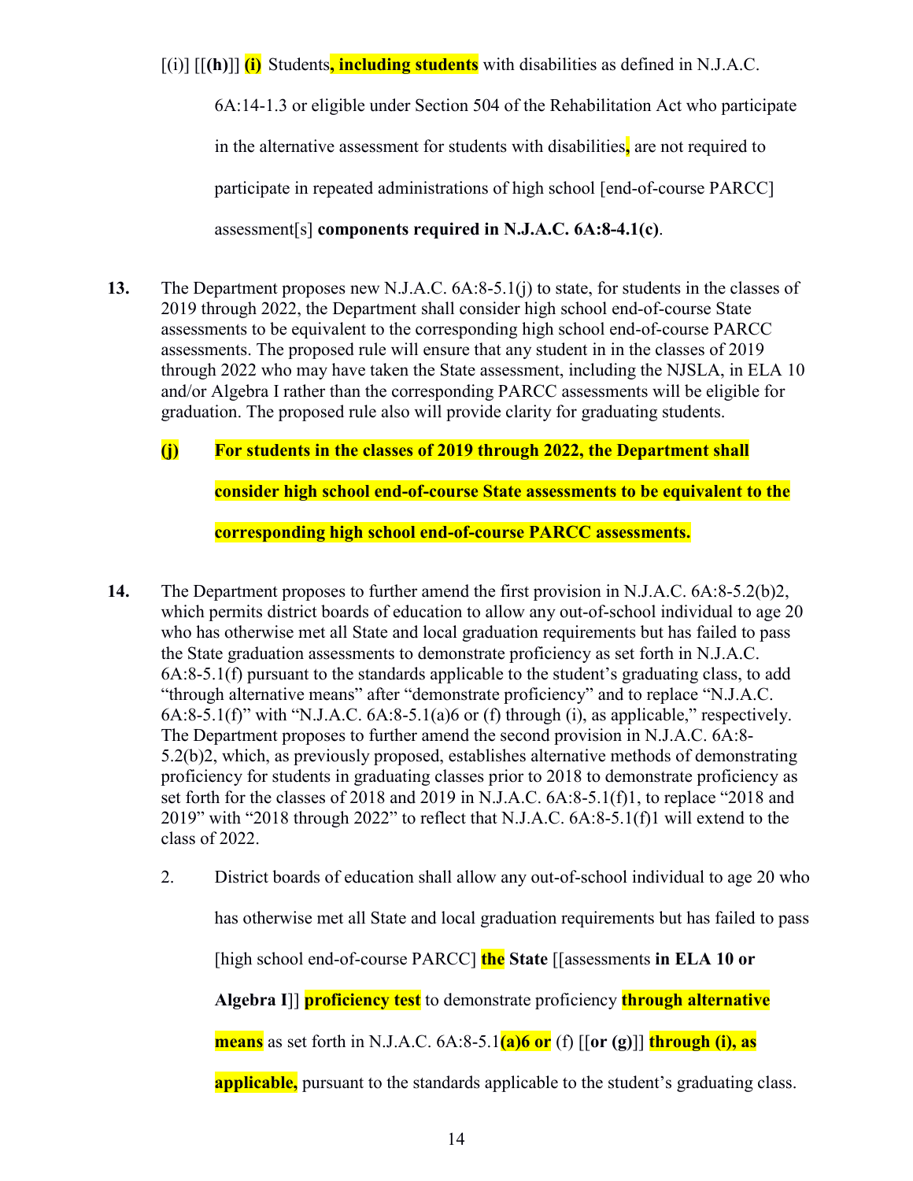[(i)] [[**(h)**]] **(i)** Students**, including students** with disabilities as defined in N.J.A.C. 6A:14-1.3 or eligible under Section 504 of the Rehabilitation Act who participate in the alternative assessment for students with disabilities**,** are not required to participate in repeated administrations of high school [end-of-course PARCC] assessment[s] **components required in N.J.A.C. 6A:8-4.1(c)**.

**13.** The Department proposes new N.J.A.C. 6A:8-5.1(j) to state, for students in the classes of 2019 through 2022, the Department shall consider high school end-of-course State assessments to be equivalent to the corresponding high school end-of-course PARCC assessments. The proposed rule will ensure that any student in in the classes of 2019 through 2022 who may have taken the State assessment, including the NJSLA, in ELA 10 and/or Algebra I rather than the corresponding PARCC assessments will be eligible for graduation. The proposed rule also will provide clarity for graduating students.

**(j) For students in the classes of 2019 through 2022, the Department shall consider high school end-of-course State assessments to be equivalent to the corresponding high school end-of-course PARCC assessments.**

**14.** The Department proposes to further amend the first provision in N.J.A.C. 6A:8-5.2(b)2, which permits district boards of education to allow any out-of-school individual to age 20 who has otherwise met all State and local graduation requirements but has failed to pass the State graduation assessments to demonstrate proficiency as set forth in N.J.A.C. 6A:8-5.1(f) pursuant to the standards applicable to the student's graduating class, to add "through alternative means" after "demonstrate proficiency" and to replace "N.J.A.C. 6A:8-5.1(f)" with "N.J.A.C. 6A:8-5.1(a)6 or (f) through (i), as applicable," respectively. The Department proposes to further amend the second provision in N.J.A.C. 6A:8-5.2(b)2, which, as previously proposed, establishes alternative methods of demonstrating proficiency for students in graduating classes prior to 2018 to demonstrate proficiency as set forth for the classes of 2018 and 2019 in N.J.A.C. 6A:8-5.1(f)1, to replace "2018 and 2019" with "2018 through 2022" to reflect that N.J.A.C. 6A:8-5.1(f)1 will extend to the class of 2022.

2. District boards of education shall allow any out-of-school individual to age 20 who has otherwise met all State and local graduation requirements but has failed to pass [high school end-of-course PARCC] **the** **State** [[assessments **in ELA 10 or Algebra I**]] **proficiency test** to demonstrate proficiency **through alternative means** as set forth in N.J.A.C. 6A:8-5.1**(a)6 or** (f) [[**or (g)**]] **through (i), as applicable,** pursuant to the standards applicable to the student's graduating class.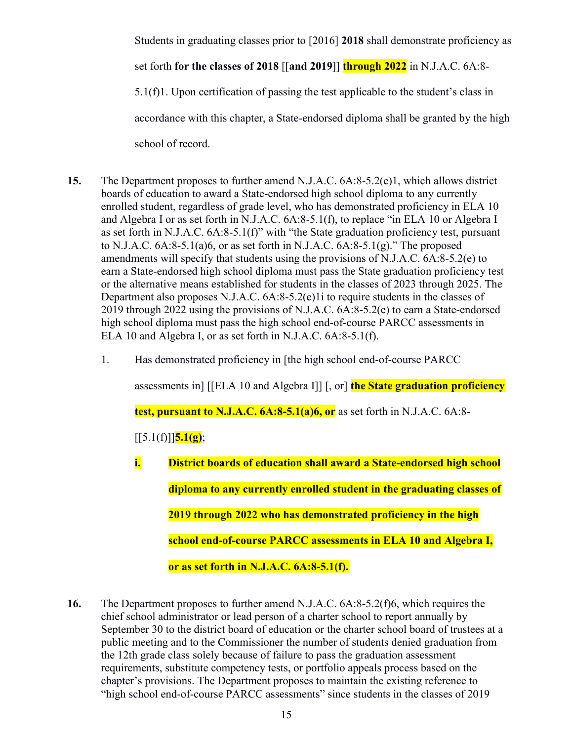Students in graduating classes prior to [2016] **2018** shall demonstrate proficiency as set forth **for the classes of 2018** [[**and 2019**]] **through 2022** in N.J.A.C. 6A:8-5.1(f)1. Upon certification of passing the test applicable to the student's class in accordance with this chapter, a State-endorsed diploma shall be granted by the high school of record.

**15.** The Department proposes to further amend N.J.A.C. 6A:8-5.2(e)1, which allows district boards of education to award a State-endorsed high school diploma to any currently enrolled student, regardless of grade level, who has demonstrated proficiency in ELA 10 and Algebra I or as set forth in N.J.A.C. 6A:8-5.1(f), to replace "in ELA 10 or Algebra I as set forth in N.J.A.C. 6A:8-5.1(f)" with "the State graduation proficiency test, pursuant to N.J.A.C. 6A:8-5.1(a)6, or as set forth in N.J.A.C. 6A:8-5.1(g)." The proposed amendments will specify that students using the provisions of N.J.A.C. 6A:8-5.2(e) to earn a State-endorsed high school diploma must pass the State graduation proficiency test or the alternative means established for students in the classes of 2023 through 2025. The Department also proposes N.J.A.C. 6A:8-5.2(e)1i to require students in the classes of 2019 through 2022 using the provisions of N.J.A.C. 6A:8-5.2(e) to earn a State-endorsed high school diploma must pass the high school end-of-course PARCC assessments in ELA 10 and Algebra I, or as set forth in N.J.A.C. 6A:8-5.1(f).

1. Has demonstrated proficiency in [the high school end-of-course PARCC assessments in] [[ELA 10 and Algebra I]] [, or] **the State graduation proficiency test, pursuant to N.J.A.C. 6A:8-5.1(a)6, or** as set forth in N.J.A.C. 6A:8-[[5.1(f)]]**5.1(g)**;

   **i. District boards of education shall award a State-endorsed high school diploma to any currently enrolled student in the graduating classes of 2019 through 2022 who has demonstrated proficiency in the high school end-of-course PARCC assessments in ELA 10 and Algebra I, or as set forth in N.J.A.C. 6A:8-5.1(f).**

**16.** The Department proposes to further amend N.J.A.C. 6A:8-5.2(f)6, which requires the chief school administrator or lead person of a charter school to report annually by September 30 to the district board of education or the charter school board of trustees at a public meeting and to the Commissioner the number of students denied graduation from the 12th grade class solely because of failure to pass the graduation assessment requirements, substitute competency tests, or portfolio appeals process based on the chapter's provisions. The Department proposes to maintain the existing reference to "high school end-of-course PARCC assessments" since students in the classes of 2019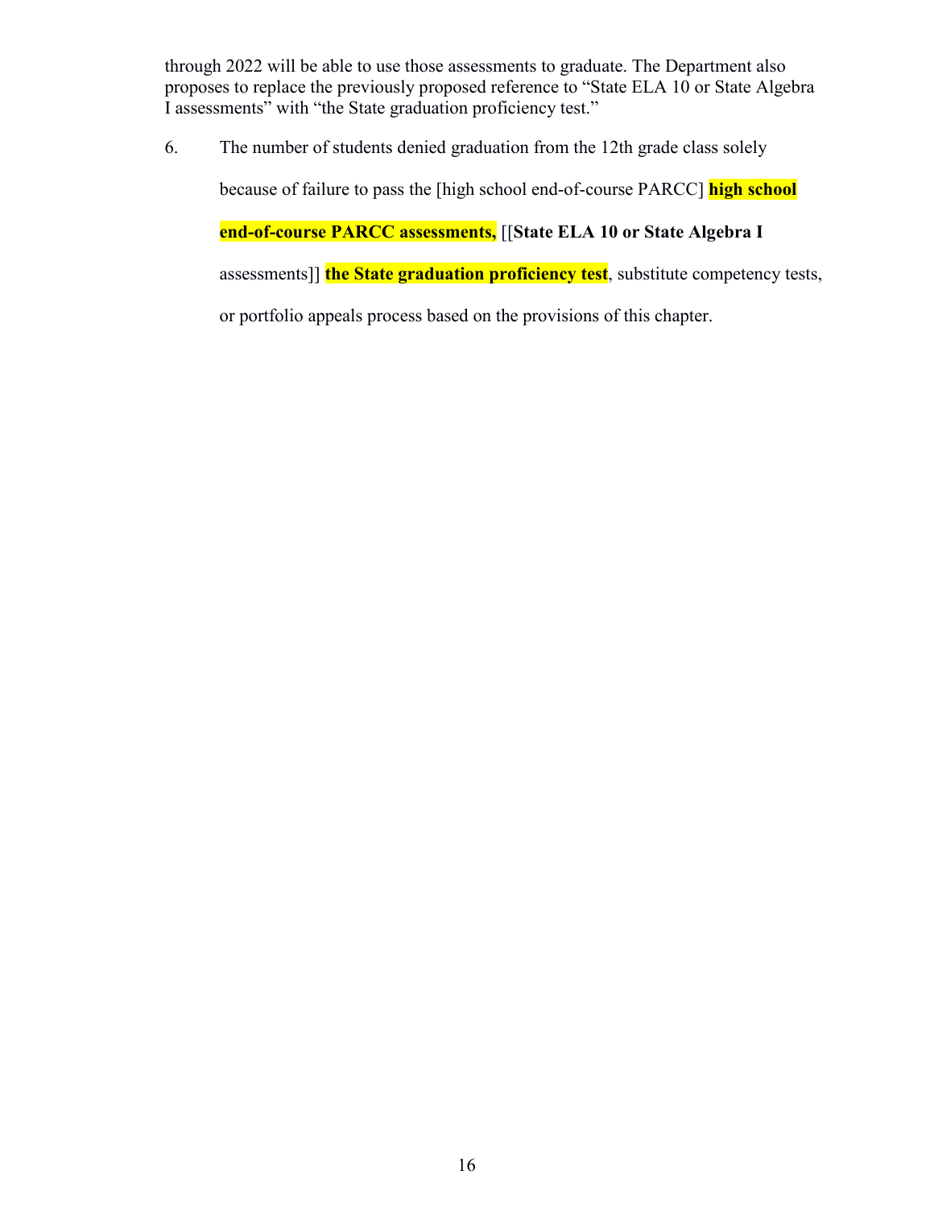through 2022 will be able to use those assessments to graduate. The Department also proposes to replace the previously proposed reference to “State ELA 10 or State Algebra I assessments” with “the State graduation proficiency test.”

6. The number of students denied graduation from the 12th grade class solely because of failure to pass the [high school end-of-course PARCC] **high school end-of-course PARCC assessments,** [[**State ELA 10 or State Algebra I** assessments]] **the State graduation proficiency test**, substitute competency tests, or portfolio appeals process based on the provisions of this chapter.